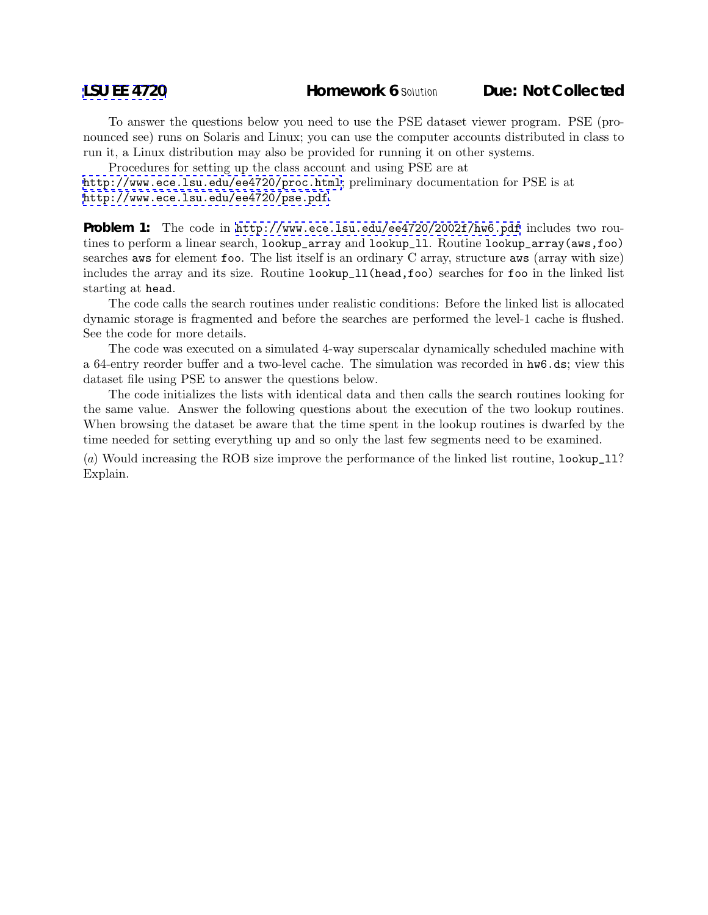**LSU EE 4720** **Homework 6** Solution **Due: Not Collected**

To answer the questions below you need to use the PSE dataset viewer program. PSE (pronounced see) runs on Solaris and Linux; you can use the computer accounts distributed in class to run it, a Linux distribution may also be provided for running it on other systems.

Procedures for setting up the class account and using PSE are at http://www.ece.lsu.edu/ee4720/proc.html; preliminary documentation for PSE is at http://www.ece.lsu.edu/ee4720/pse.pdf.

**Problem 1:** The code in http://www.ece.lsu.edu/ee4720/2002f/hw6.pdf includes two routines to perform a linear search, `lookup_array` and `lookup_ll`. Routine `lookup_array(aws,foo)` searches `aws` for element `foo`. The list itself is an ordinary C array, structure `aws` (array with size) includes the array and its size. Routine `lookup_ll(head,foo)` searches for `foo` in the linked list starting at `head`.

The code calls the search routines under realistic conditions: Before the linked list is allocated dynamic storage is fragmented and before the searches are performed the level-1 cache is flushed. See the code for more details.

The code was executed on a simulated 4-way superscalar dynamically scheduled machine with a 64-entry reorder buffer and a two-level cache. The simulation was recorded in `hw6.ds`; view this dataset file using PSE to answer the questions below.

The code initializes the lists with identical data and then calls the search routines looking for the same value. Answer the following questions about the execution of the two lookup routines. When browsing the dataset be aware that the time spent in the lookup routines is dwarfed by the time needed for setting everything up and so only the last few segments need to be examined.

(*a*) Would increasing the ROB size improve the performance of the linked list routine, `lookup_ll`? Explain.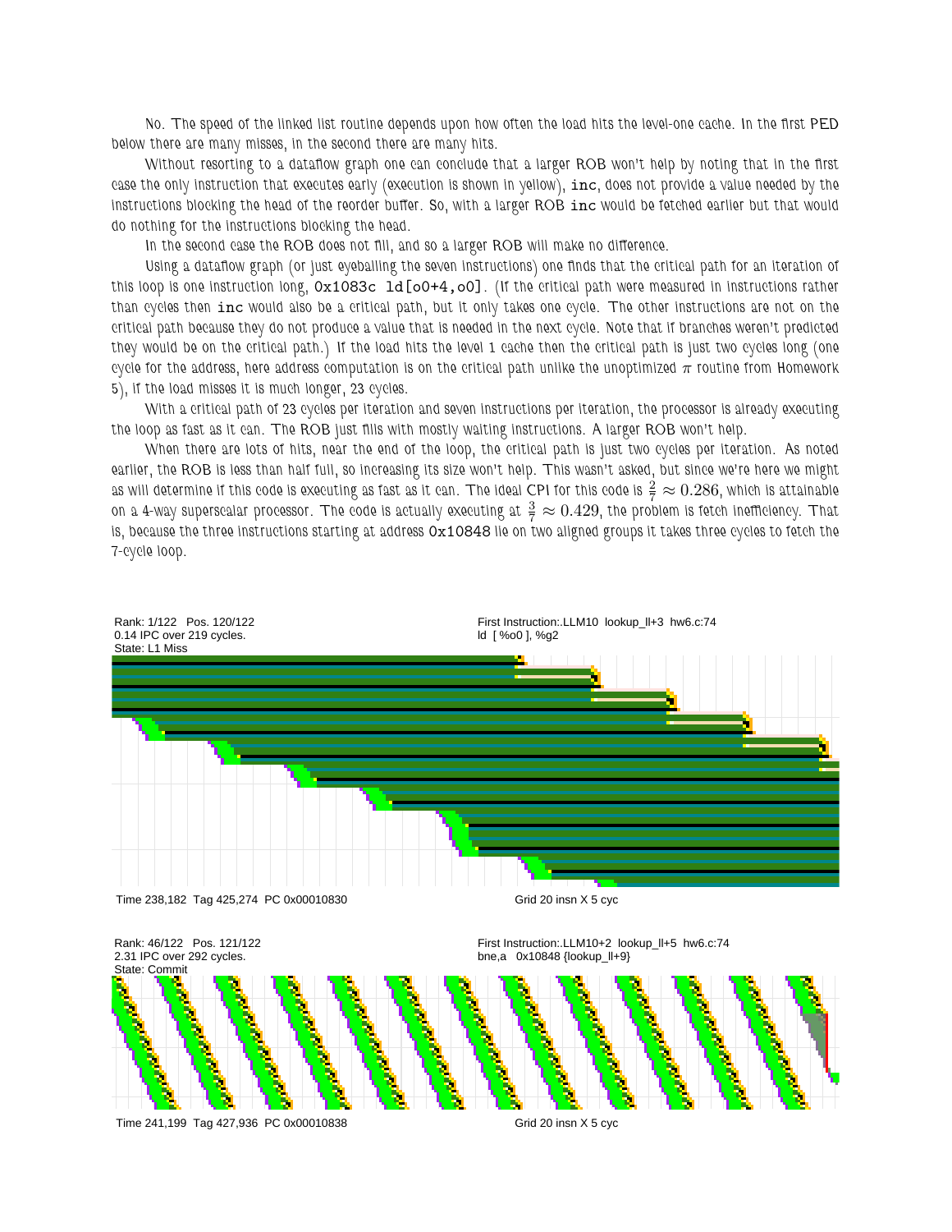No. The speed of the linked list routine depends upon how often the load hits the level-one cache. In the first PED below there are many misses, in the second there are many hits.

Without resorting to a dataflow graph one can conclude that a larger ROB won't help by noting that in the first case the only instruction that executes early (execution is shown in yellow), `inc`, does not provide a value needed by the instructions blocking the head of the reorder buffer. So, with a larger ROB `inc` would be fetched earlier but that would do nothing for the instructions blocking the head.

In the second case the ROB does not fill, and so a larger ROB will make no difference.

Using a dataflow graph (or just eyeballing the seven instructions) one finds that the critical path for an iteration of this loop is one instruction long, `0x1083c ld[o0+4,o0]`. (If the critical path were measured in instructions rather than cycles then `inc` would also be a critical path, but it only takes one cycle. The other instructions are not on the critical path because they do not produce a value that is needed in the next cycle. Note that if branches weren't predicted they would be on the critical path.) If the load hits the level 1 cache then the critical path is just two cycles long (one cycle for the address, here address computation is on the critical path unlike the unoptimized $\pi$ routine from Homework 5), if the load misses it is much longer, 23 cycles.

With a critical path of 23 cycles per iteration and seven instructions per iteration, the processor is already executing the loop as fast as it can. The ROB just fills with mostly waiting instructions. A larger ROB won't help.

When there are lots of hits, near the end of the loop, the critical path is just two cycles per iteration. As noted earlier, the ROB is less than half full, so increasing its size won't help. This wasn't asked, but since we're here we might as will determine if this code is executing as fast as it can. The ideal CPI for this code is $\frac{2}{7} \approx 0.286$, which is attainable on a 4-way superscalar processor. The code is actually executing at $\frac{3}{7} \approx 0.429$, the problem is fetch inefficiency. That is, because the three instructions starting at address `0x10848` lie on two aligned groups it takes three cycles to fetch the 7-cycle loop.

Rank: 1/122 Pos. 120/122
0.14 IPC over 219 cycles.
State: L1 Miss

First Instruction:.LLM10 lookup_ll+3 hw6.c:74
ld [ %o0 ], %g2

Time 238,182 Tag 425,274 PC 0x00010830

Grid 20 insn X 5 cyc

Rank: 46/122 Pos. 121/122
2.31 IPC over 292 cycles.
State: Commit

First Instruction:.LLM10+2 lookup_ll+5 hw6.c:74
bne,a 0x10848 {lookup_ll+9}

Time 241,199 Tag 427,936 PC 0x00010838

Grid 20 insn X 5 cyc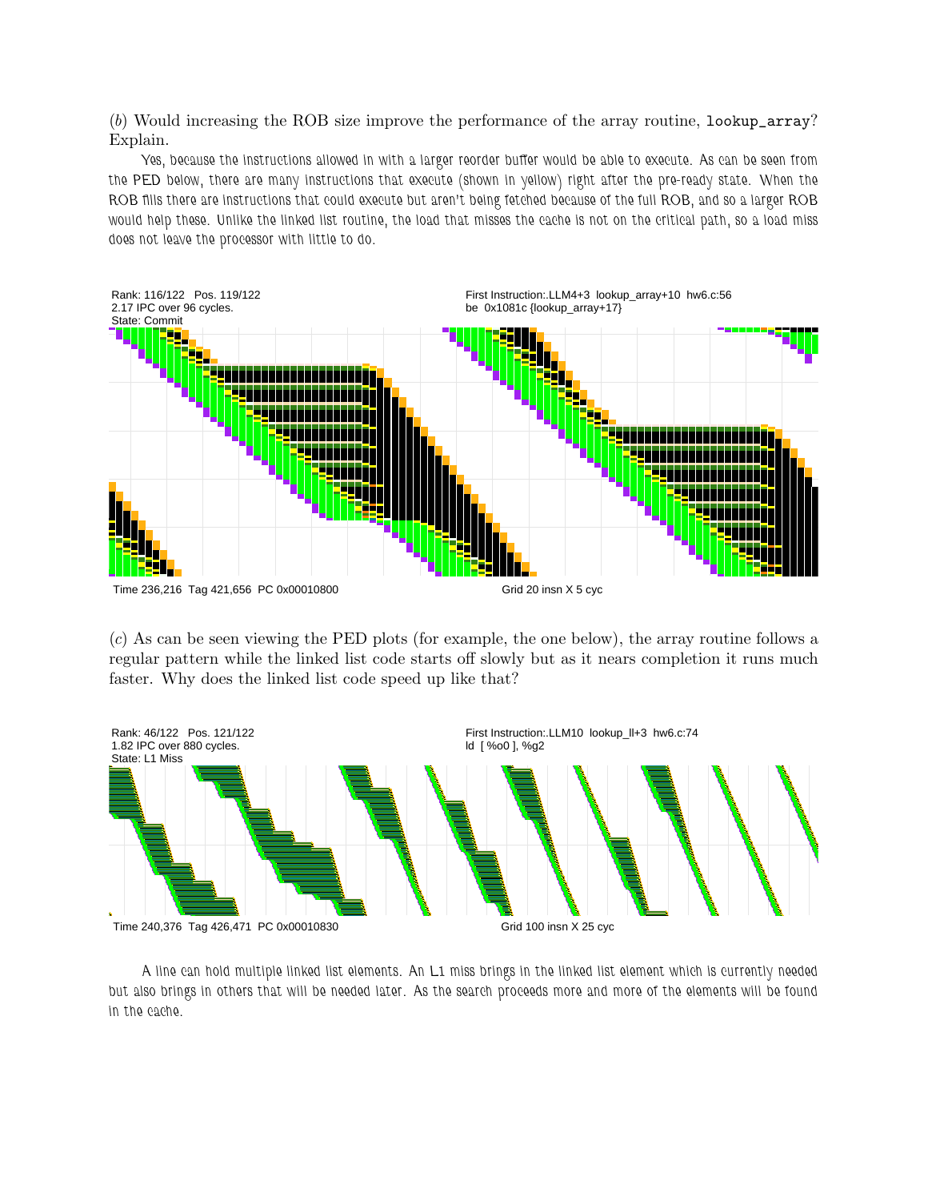(*b*) Would increasing the ROB size improve the performance of the array routine, `lookup_array`? Explain.

Yes, because the instructions allowed in with a larger reorder buffer would be able to execute. As can be seen from the PED below, there are many instructions that execute (shown in yellow) right after the pre-ready state. When the ROB fills there are instructions that could execute but aren't being fetched because of the full ROB, and so a larger ROB would help these. Unlike the linked list routine, the load that misses the cache is not on the critical path, so a load miss does not leave the processor with little to do.

Rank: 116/122 Pos. 119/122
2.17 IPC over 96 cycles.
State: Commit

First Instruction:.LLM4+3 lookup_array+10 hw6.c:56
be 0x1081c {lookup_array+17}

Time 236,216 Tag 421,656 PC 0x00010800

Grid 20 insn X 5 cyc

(*c*) As can be seen viewing the PED plots (for example, the one below), the array routine follows a regular pattern while the linked list code starts off slowly but as it nears completion it runs much faster. Why does the linked list code speed up like that?

Rank: 46/122 Pos. 121/122
1.82 IPC over 880 cycles.
State: L1 Miss

First Instruction:.LLM10 lookup_ll+3 hw6.c:74
ld [ %o0 ], %g2

Time 240,376 Tag 426,471 PC 0x00010830

Grid 100 insn X 25 cyc

A line can hold multiple linked list elements. An L1 miss brings in the linked list element which is currently needed but also brings in others that will be needed later. As the search proceeds more and more of the elements will be found in the cache.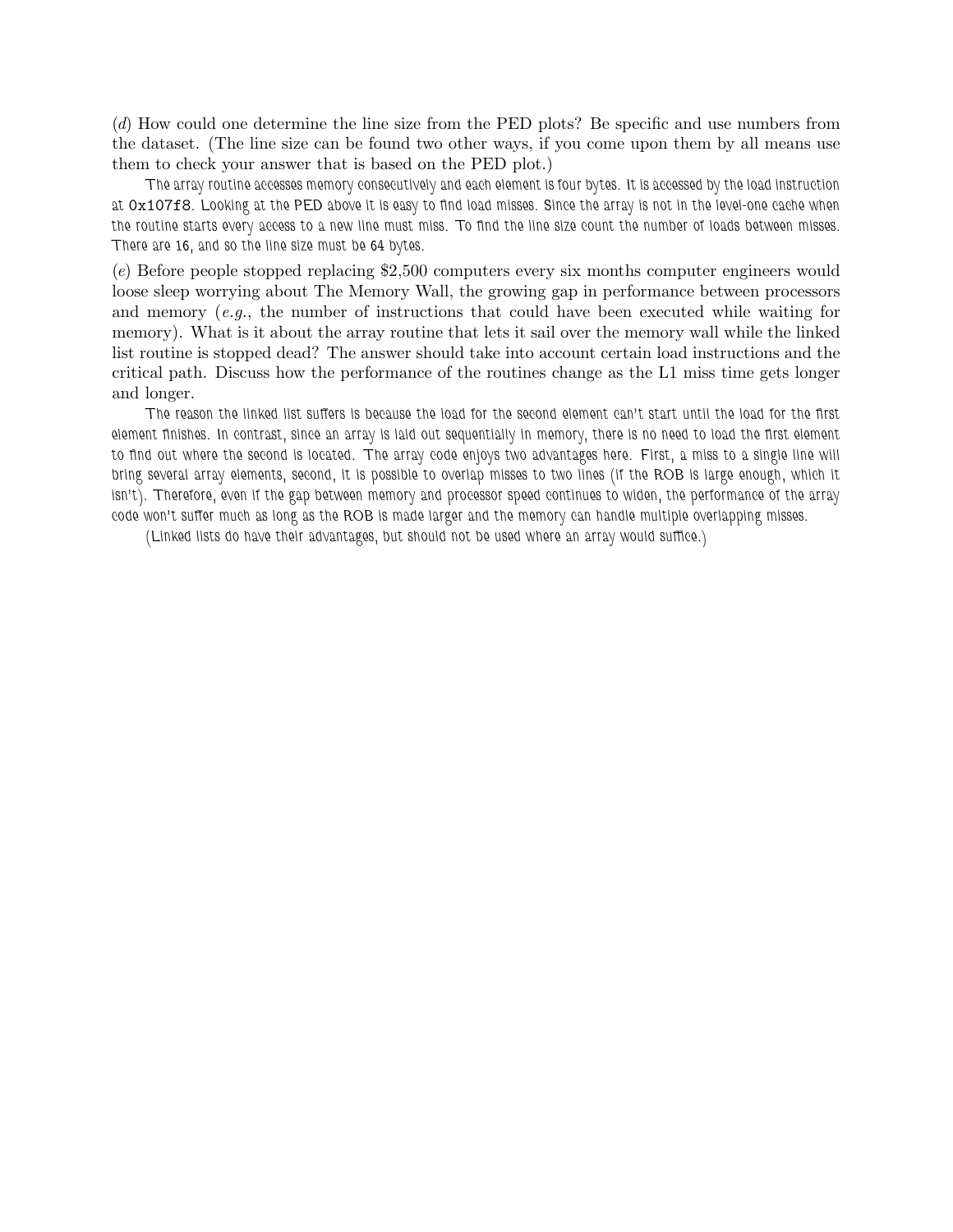(*d*) How could one determine the line size from the PED plots? Be specific and use numbers from the dataset. (The line size can be found two other ways, if you come upon them by all means use them to check your answer that is based on the PED plot.)

The array routine accesses memory consecutively and each element is four bytes. It is accessed by the load instruction at `0x107f8`. Looking at the PED above it is easy to find load misses. Since the array is not in the level-one cache when the routine starts every access to a new line must miss. To find the line size count the number of loads between misses. There are 16, and so the line size must be 64 bytes.

(*e*) Before people stopped replacing $2,500 computers every six months computer engineers would loose sleep worrying about The Memory Wall, the growing gap in performance between processors and memory (*e.g.*, the number of instructions that could have been executed while waiting for memory). What is it about the array routine that lets it sail over the memory wall while the linked list routine is stopped dead? The answer should take into account certain load instructions and the critical path. Discuss how the performance of the routines change as the L1 miss time gets longer and longer.

The reason the linked list suffers is because the load for the second element can't start until the load for the first element finishes. In contrast, since an array is laid out sequentially in memory, there is no need to load the first element to find out where the second is located. The array code enjoys two advantages here. First, a miss to a single line will bring several array elements, second, it is possible to overlap misses to two lines (if the ROB is large enough, which it isn't). Therefore, even if the gap between memory and processor speed continues to widen, the performance of the array code won't suffer much as long as the ROB is made larger and the memory can handle multiple overlapping misses.

(Linked lists do have their advantages, but should not be used where an array would suffice.)